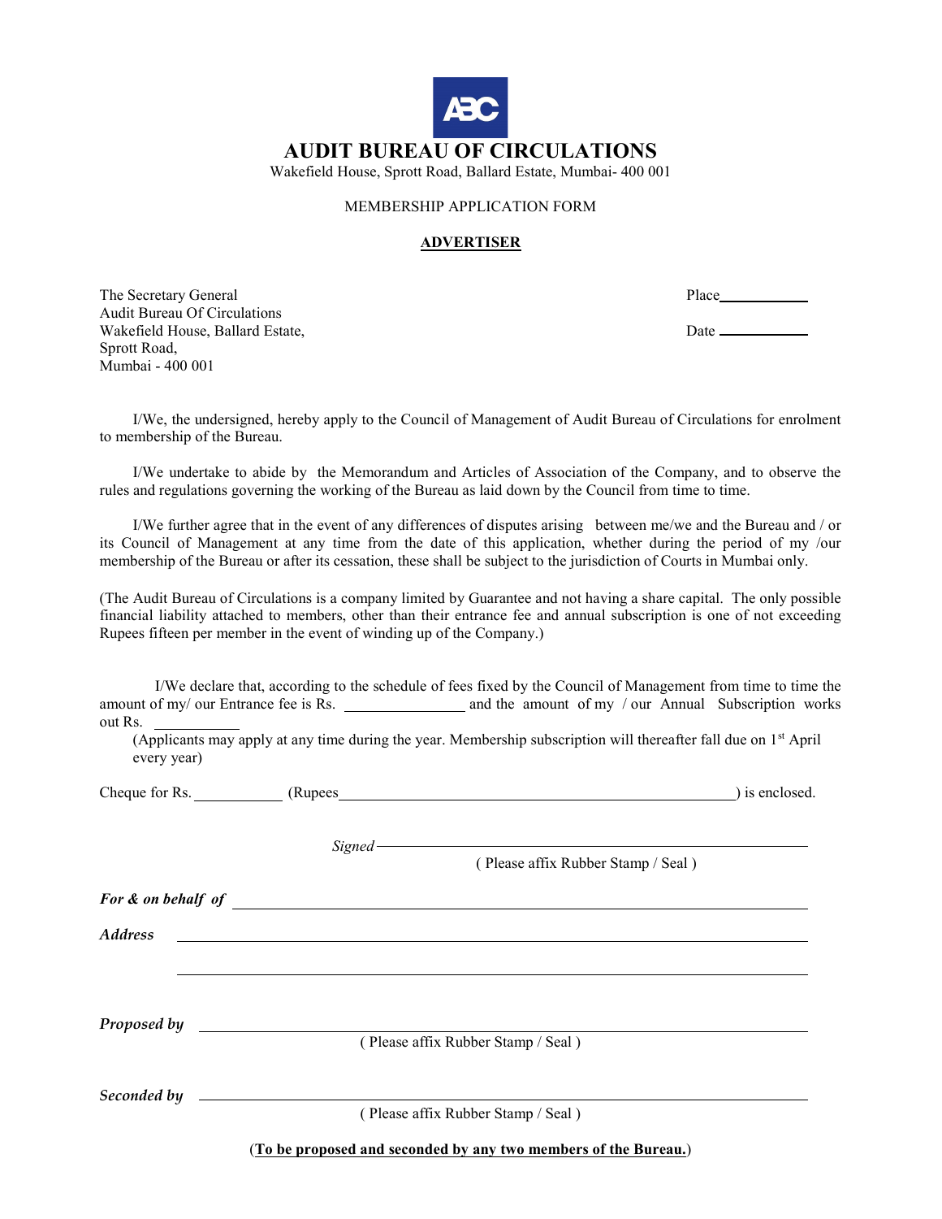# AUDIT BUREAU OF CIRCULATIONS

Wakefield House, Sprott Road, Ballard Estate, Mumbai- 400 001

MEMBERSHIP APPLICATION FORM

**ADVERTISER**

The Secretary General
Audit Bureau Of Circulations
Wakefield House, Ballard Estate,
Sprott Road,
Mumbai - 400 001

Place____________

Date ____________

I/We, the undersigned, hereby apply to the Council of Management of Audit Bureau of Circulations for enrolment to membership of the Bureau.

I/We undertake to abide by the Memorandum and Articles of Association of the Company, and to observe the rules and regulations governing the working of the Bureau as laid down by the Council from time to time.

I/We further agree that in the event of any differences of disputes arising between me/we and the Bureau and / or its Council of Management at any time from the date of this application, whether during the period of my /our membership of the Bureau or after its cessation, these shall be subject to the jurisdiction of Courts in Mumbai only.

(The Audit Bureau of Circulations is a company limited by Guarantee and not having a share capital. The only possible financial liability attached to members, other than their entrance fee and annual subscription is one of not exceeding Rupees fifteen per member in the event of winding up of the Company.)

I/We declare that, according to the schedule of fees fixed by the Council of Management from time to time the amount of my/ our Entrance fee is Rs. ______________ and the amount of my / our Annual Subscription works out Rs. ___________

(Applicants may apply at any time during the year. Membership subscription will thereafter fall due on 1st April every year)

Cheque for Rs.___________ (Rupees_______________________________________________) is enclosed.

*Signed* ___________________________________________

( Please affix Rubber Stamp / Seal )

***For & on behalf of*** ___________________________________________

***Address*** ___________________________________________

___________________________________________

***Proposed by*** ___________________________________________

( Please affix Rubber Stamp / Seal )

***Seconded by*** ___________________________________________

( Please affix Rubber Stamp / Seal )

(**To be proposed and seconded by any two members of the Bureau.**)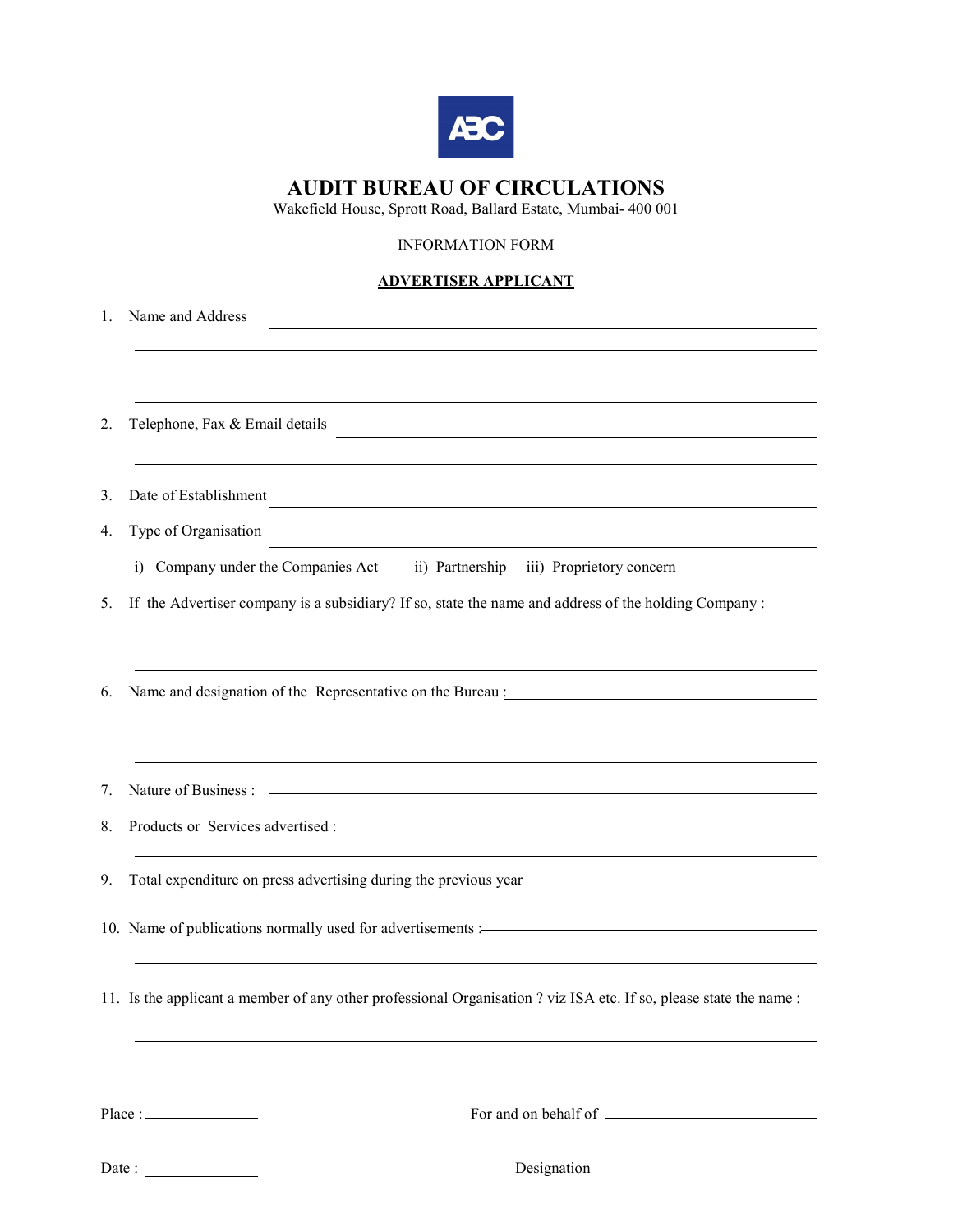# AUDIT BUREAU OF CIRCULATIONS

Wakefield House, Sprott Road, Ballard Estate, Mumbai- 400 001

INFORMATION FORM

**ADVERTISER APPLICANT**

1. Name and Address ______________________________________________

______________________________________________

______________________________________________

______________________________________________

2. Telephone, Fax & Email details ______________________________________________

______________________________________________

3. Date of Establishment ______________________________________________

4. Type of Organisation ______________________________________________

   i) Company under the Companies Act  ii) Partnership  iii) Proprietory concern

5. If the Advertiser company is a subsidiary? If so, state the name and address of the holding Company :

______________________________________________

______________________________________________

6. Name and designation of the Representative on the Bureau : ______________________________________________

______________________________________________

______________________________________________

7. Nature of Business : ______________________________________________

8. Products or Services advertised : ______________________________________________

______________________________________________

9. Total expenditure on press advertising during the previous year ______________________

10. Name of publications normally used for advertisements : ______________________________________________

______________________________________________

11. Is the applicant a member of any other professional Organisation ? viz ISA etc. If so, please state the name :

______________________________________________

Place : ______________  For and on behalf of ______________________

Date : ______________  Designation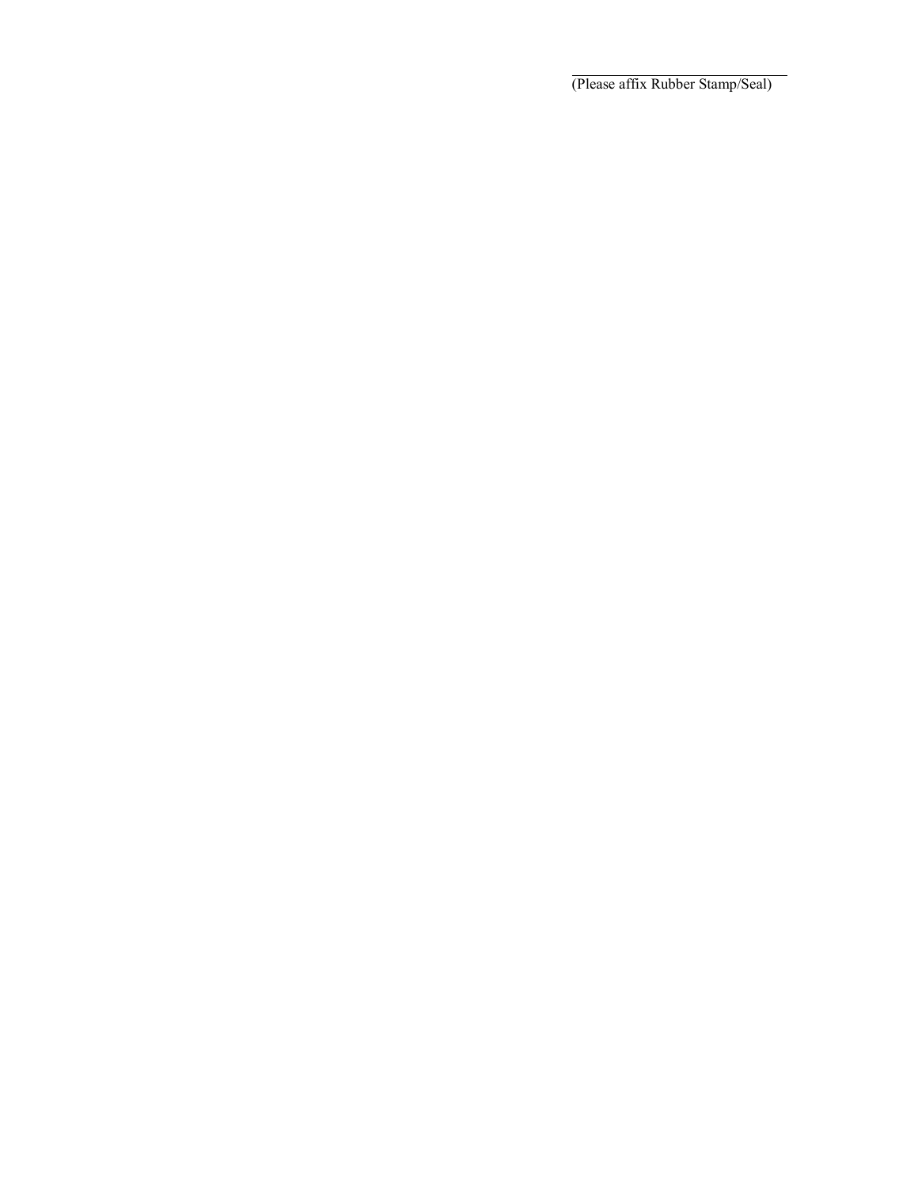______________________________
(Please affix Rubber Stamp/Seal)